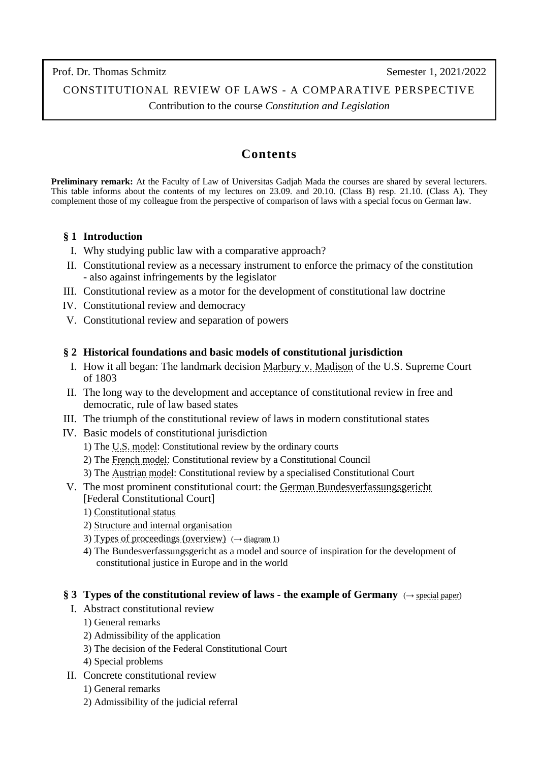Prof. Dr. Thomas Schmitz — Semester 1, 2021/2022

CONSTITUTIONAL REVIEW OF LAWS - A COMPARATIVE PERSPECTIVE

Contribution to the course *Constitution and Legislation*

# Contents

**Preliminary remark:** At the Faculty of Law of Universitas Gadjah Mada the courses are shared by several lecturers. This table informs about the contents of my lectures on 23.09. and 20.10. (Class B) resp. 21.10. (Class A). They complement those of my colleague from the perspective of comparison of laws with a special focus on German law.

## § 1 Introduction

I. Why studying public law with a comparative approach?

II. Constitutional review as a necessary instrument to enforce the primacy of the constitution - also against infringements by the legislator

III. Constitutional review as a motor for the development of constitutional law doctrine

IV. Constitutional review and democracy

V. Constitutional review and separation of powers

## § 2 Historical foundations and basic models of constitutional jurisdiction

I. How it all began: The landmark decision Marbury v. Madison of the U.S. Supreme Court of 1803

II. The long way to the development and acceptance of constitutional review in free and democratic, rule of law based states

III. The triumph of the constitutional review of laws in modern constitutional states

IV. Basic models of constitutional jurisdiction

1) The U.S. model: Constitutional review by the ordinary courts
2) The French model: Constitutional review by a Constitutional Council
3) The Austrian model: Constitutional review by a specialised Constitutional Court

V. The most prominent constitutional court: the German Bundesverfassungsgericht [Federal Constitutional Court]

1) Constitutional status
2) Structure and internal organisation
3) Types of proceedings (overview) (→ diagram 1)
4) The Bundesverfassungsgericht as a model and source of inspiration for the development of constitutional justice in Europe and in the world

## § 3 Types of the constitutional review of laws - the example of Germany (→ special paper)

I. Abstract constitutional review

1) General remarks
2) Admissibility of the application
3) The decision of the Federal Constitutional Court
4) Special problems

II. Concrete constitutional review

1) General remarks
2) Admissibility of the judicial referral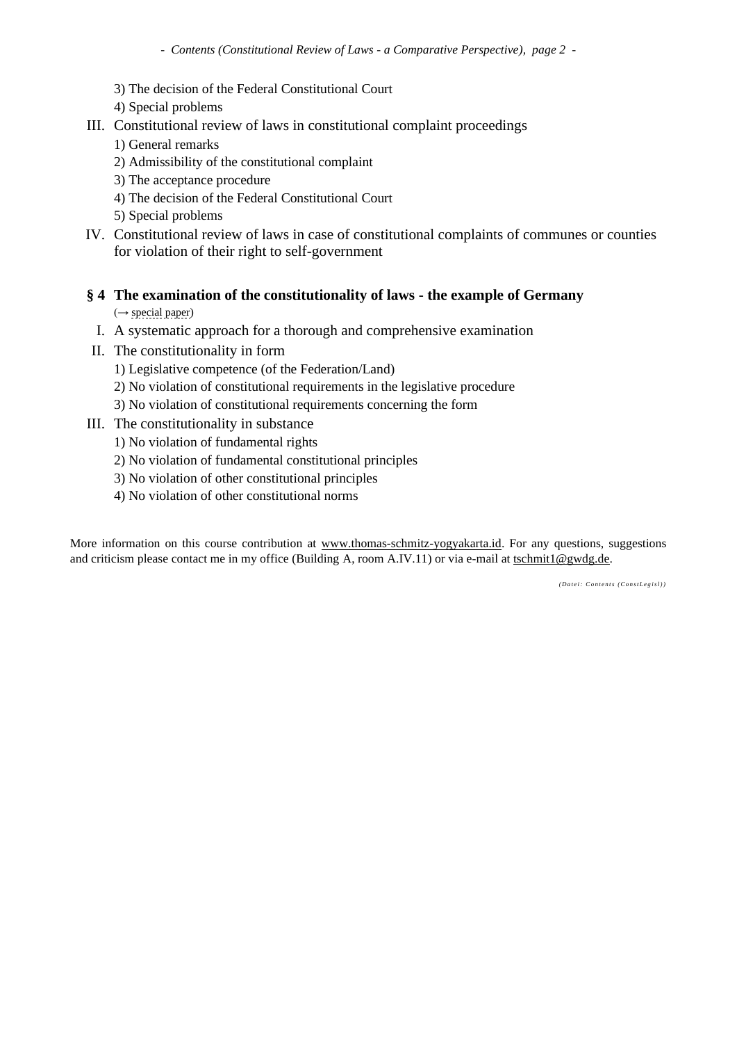3) The decision of the Federal Constitutional Court

4) Special problems

III. Constitutional review of laws in constitutional complaint proceedings

1) General remarks

2) Admissibility of the constitutional complaint

3) The acceptance procedure

4) The decision of the Federal Constitutional Court

5) Special problems

IV. Constitutional review of laws in case of constitutional complaints of communes or counties for violation of their right to self-government

## § 4 The examination of the constitutionality of laws - the example of Germany

(→ special paper)

I. A systematic approach for a thorough and comprehensive examination

II. The constitutionality in form

1) Legislative competence (of the Federation/Land)

2) No violation of constitutional requirements in the legislative procedure

3) No violation of constitutional requirements concerning the form

III. The constitutionality in substance

1) No violation of fundamental rights

2) No violation of fundamental constitutional principles

3) No violation of other constitutional principles

4) No violation of other constitutional norms

More information on this course contribution at www.thomas-schmitz-yogyakarta.id. For any questions, suggestions and criticism please contact me in my office (Building A, room A.IV.11) or via e-mail at tschmit1@gwdg.de.

*(Datei: Contents (ConstLegisl))*